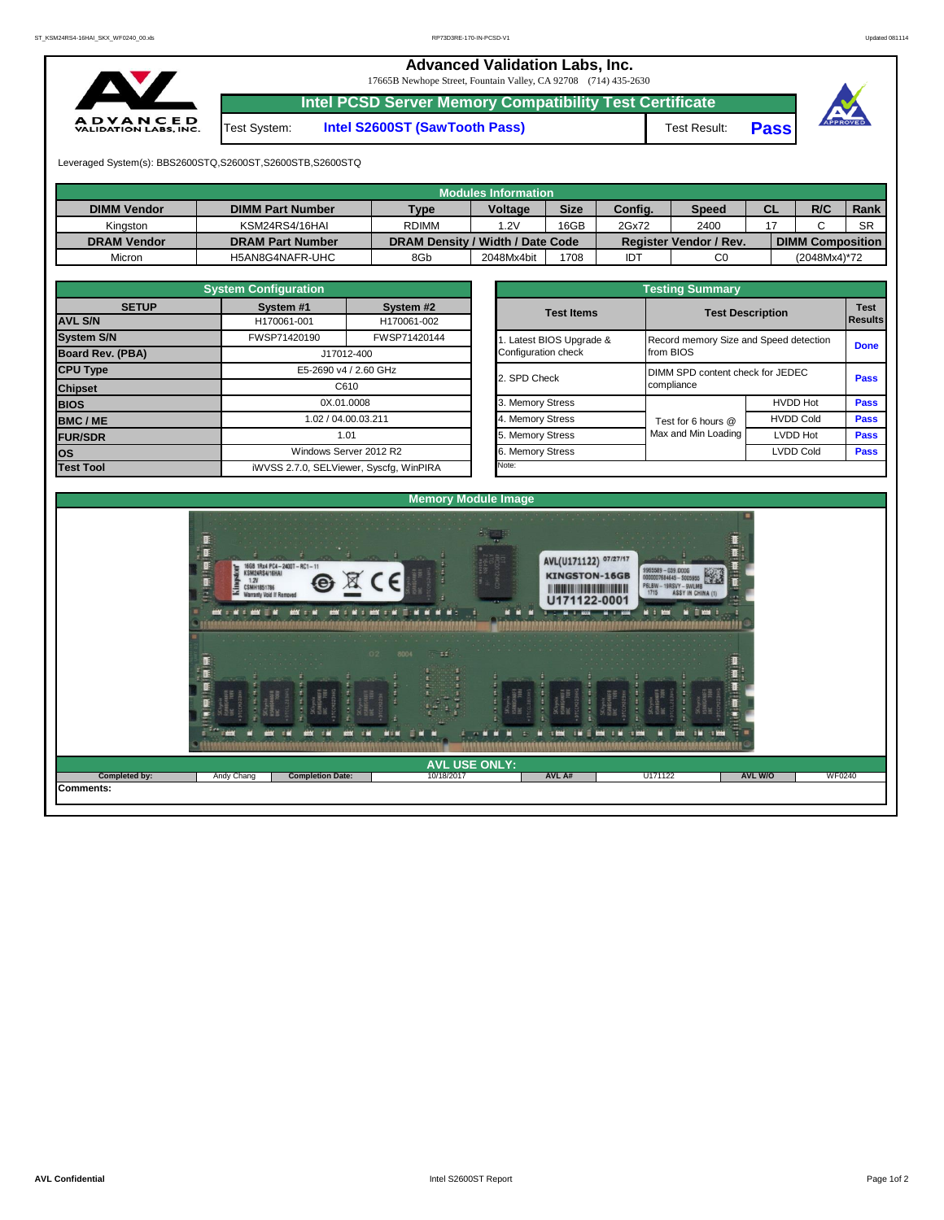# Advanced Validation Labs, Inc.

17665B Newhope Street, Fountain Valley, CA 92708 (714) 435-2630

## Intel PCSD Server Memory Compatibility Test Certificate

Test System: **Intel S2600ST (SawTooth Pass)** Test Result: **Pass**

Leveraged System(s): BBS2600STQ,S2600ST,S2600STB,S2600STQ

| Modules Information | | | | | | | | | |
|---|---|---|---|---|---|---|---|---|---|
| **DIMM Vendor** | **DIMM Part Number** | **Type** | **Voltage** | **Size** | **Config.** | **Speed** | **CL** | **R/C** | **Rank** |
| Kingston | KSM24RS4/16HAI | RDIMM | 1.2V | 16GB | 2Gx72 | 2400 | 17 | C | SR |
| **DRAM Vendor** | **DRAM Part Number** | **DRAM Density / Width / Date Code** | | | **Register Vendor / Rev.** | | **DIMM Composition** | | |
| Micron | H5AN8G4NAFR-UHC | 8Gb | 2048Mx4bit | 1708 | IDT | C0 | (2048Mx4)*72 | | |

| System Configuration | | |
|---|---|---|
| **SETUP** | **System #1** | **System #2** |
| **AVL S/N** | H170061-001 | H170061-002 |
| **System S/N** | FWSP71420190 | FWSP71420144 |
| **Board Rev. (PBA)** | J17012-400 | |
| **CPU Type** | E5-2690 v4 / 2.60 GHz | |
| **Chipset** | C610 | |
| **BIOS** | 0X.01.0008 | |
| **BMC / ME** | 1.02 / 04.00.03.211 | |
| **FUR/SDR** | 1.01 | |
| **OS** | Windows Server 2012 R2 | |
| **Test Tool** | iWVSS 2.7.0, SELViewer, Syscfg, WinPIRA | |

| Testing Summary | | | |
|---|---|---|---|
| **Test Items** | **Test Description** | | **Test Results** |
| 1. Latest BIOS Upgrade & Configuration check | Record memory Size and Speed detection from BIOS | | **Done** |
| 2. SPD Check | DIMM SPD content check for JEDEC compliance | | **Pass** |
| 3. Memory Stress | Test for 6 hours @ Max and Min Loading | HVDD Hot | **Pass** |
| 4. Memory Stress | | HVDD Cold | **Pass** |
| 5. Memory Stress | | LVDD Hot | **Pass** |
| 6. Memory Stress | | LVDD Cold | **Pass** |
| Note: | | | |

### Memory Module Image

### AVL USE ONLY:

| Completed by: | Andy Chang | Completion Date: | 10/18/2017 | AVL A# | U171122 | AVL W/O | WF0240 |
|---|---|---|---|---|---|---|---|

**Comments:**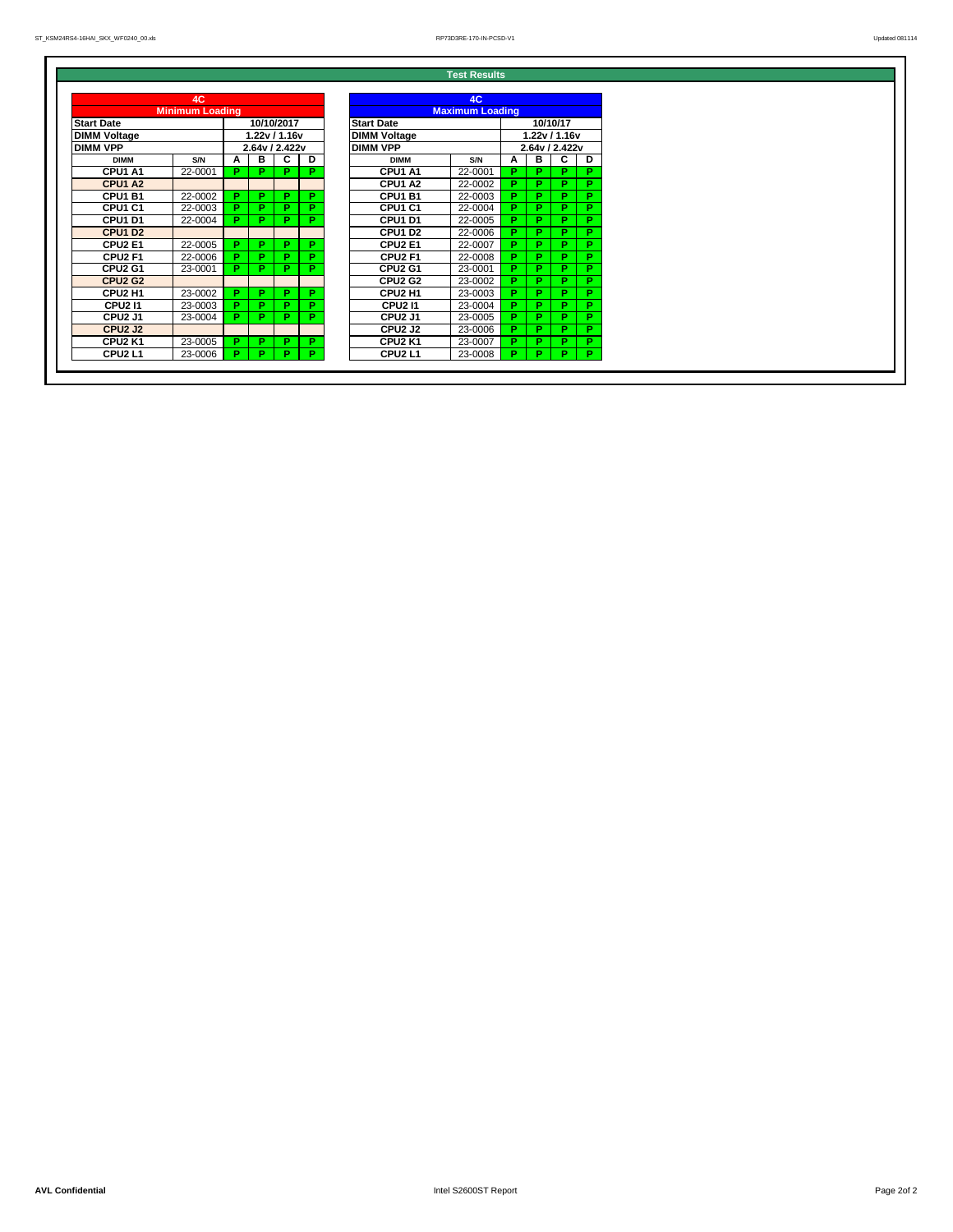## Test Results

| 4C | | | | | |
|---|---|---|---|---|---|
| **Minimum Loading** | | | | | |
| **Start Date** | | 10/10/2017 | | | |
| **DIMM Voltage** | | 1.22v / 1.16v | | | |
| **DIMM VPP** | | 2.64v / 2.422v | | | |
| **DIMM** | **S/N** | **A** | **B** | **C** | **D** |
| **CPU1 A1** | 22-0001 | P | P | P | P |
| **CPU1 A2** | | | | | |
| **CPU1 B1** | 22-0002 | P | P | P | P |
| **CPU1 C1** | 22-0003 | P | P | P | P |
| **CPU1 D1** | 22-0004 | P | P | P | P |
| **CPU1 D2** | | | | | |
| **CPU2 E1** | 22-0005 | P | P | P | P |
| **CPU2 F1** | 22-0006 | P | P | P | P |
| **CPU2 G1** | 23-0001 | P | P | P | P |
| **CPU2 G2** | | | | | |
| **CPU2 H1** | 23-0002 | P | P | P | P |
| **CPU2 I1** | 23-0003 | P | P | P | P |
| **CPU2 J1** | 23-0004 | P | P | P | P |
| **CPU2 J2** | | | | | |
| **CPU2 K1** | 23-0005 | P | P | P | P |
| **CPU2 L1** | 23-0006 | P | P | P | P |

| 4C | | | | | |
|---|---|---|---|---|---|
| **Maximum Loading** | | | | | |
| **Start Date** | | 10/10/17 | | | |
| **DIMM Voltage** | | 1.22v / 1.16v | | | |
| **DIMM VPP** | | 2.64v / 2.422v | | | |
| **DIMM** | **S/N** | **A** | **B** | **C** | **D** |
| **CPU1 A1** | 22-0001 | P | P | P | P |
| **CPU1 A2** | 22-0002 | P | P | P | P |
| **CPU1 B1** | 22-0003 | P | P | P | P |
| **CPU1 C1** | 22-0004 | P | P | P | P |
| **CPU1 D1** | 22-0005 | P | P | P | P |
| **CPU1 D2** | 22-0006 | P | P | P | P |
| **CPU2 E1** | 22-0007 | P | P | P | P |
| **CPU2 F1** | 22-0008 | P | P | P | P |
| **CPU2 G1** | 23-0001 | P | P | P | P |
| **CPU2 G2** | 23-0002 | P | P | P | P |
| **CPU2 H1** | 23-0003 | P | P | P | P |
| **CPU2 I1** | 23-0004 | P | P | P | P |
| **CPU2 J1** | 23-0005 | P | P | P | P |
| **CPU2 J2** | 23-0006 | P | P | P | P |
| **CPU2 K1** | 23-0007 | P | P | P | P |
| **CPU2 L1** | 23-0008 | P | P | P | P |